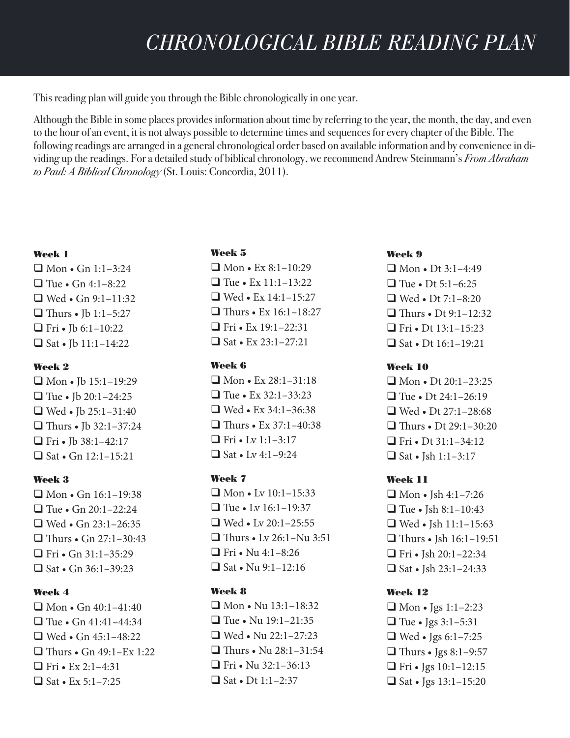# CHRONOLOGICAL BIBLE READING PLAN

This reading plan will guide you through the Bible chronologically in one year.

Although the Bible in some places provides information about time by referring to the year, the month, the day, and even to the hour of an event, it is not always possible to determine times and sequences for every chapter of the Bible. The following readings are arranged in a general chronological order based on available information and by convenience in dividing up the readings. For a detailed study of biblical chronology, we recommend Andrew Steinmann's *From Abraham to Paul: A Biblical Chronology* (St. Louis: Concordia, 2011).

**Week 1**

- ❑ Mon • Gn 1:1–3:24
- ❑ Tue • Gn 4:1–8:22
- ❑ Wed • Gn 9:1–11:32
- ❑ Thurs • Jb 1:1–5:27
- ❑ Fri • Jb 6:1–10:22
- ❑ Sat • Jb 11:1–14:22

**Week 2**

- ❑ Mon • Jb 15:1–19:29
- ❑ Tue • Jb 20:1–24:25
- ❑ Wed • Jb 25:1–31:40
- ❑ Thurs • Jb 32:1–37:24
- ❑ Fri • Jb 38:1–42:17
- ❑ Sat • Gn 12:1–15:21

**Week 3**

- ❑ Mon • Gn 16:1–19:38
- ❑ Tue • Gn 20:1–22:24
- ❑ Wed • Gn 23:1–26:35
- ❑ Thurs • Gn 27:1–30:43
- ❑ Fri • Gn 31:1–35:29
- ❑ Sat • Gn 36:1–39:23

**Week 4**

- ❑ Mon • Gn 40:1–41:40
- ❑ Tue • Gn 41:41–44:34
- ❑ Wed • Gn 45:1–48:22
- ❑ Thurs • Gn 49:1–Ex 1:22
- ❑ Fri • Ex 2:1–4:31
- ❑ Sat • Ex 5:1–7:25

**Week 5**

- ❑ Mon • Ex 8:1–10:29
- ❑ Tue • Ex 11:1–13:22
- ❑ Wed • Ex 14:1–15:27
- ❑ Thurs • Ex 16:1–18:27
- ❑ Fri • Ex 19:1–22:31
- ❑ Sat • Ex 23:1–27:21

**Week 6**

- ❑ Mon • Ex 28:1–31:18
- ❑ Tue • Ex 32:1–33:23
- ❑ Wed • Ex 34:1–36:38
- ❑ Thurs • Ex 37:1–40:38
- ❑ Fri • Lv 1:1–3:17
- ❑ Sat • Lv 4:1–9:24

**Week 7**

- ❑ Mon • Lv 10:1–15:33
- ❑ Tue • Lv 16:1–19:37
- ❑ Wed • Lv 20:1–25:55
- ❑ Thurs • Lv 26:1–Nu 3:51
- ❑ Fri • Nu 4:1–8:26
- ❑ Sat • Nu 9:1–12:16

**Week 8**

- ❑ Mon • Nu 13:1–18:32
- ❑ Tue • Nu 19:1–21:35
- ❑ Wed • Nu 22:1–27:23
- ❑ Thurs • Nu 28:1–31:54
- ❑ Fri • Nu 32:1–36:13
- ❑ Sat • Dt 1:1–2:37

**Week 9**

- ❑ Mon • Dt 3:1–4:49
- ❑ Tue • Dt 5:1–6:25
- ❑ Wed • Dt 7:1–8:20
- ❑ Thurs • Dt 9:1–12:32
- ❑ Fri • Dt 13:1–15:23
- ❑ Sat • Dt 16:1–19:21

**Week 10**

- ❑ Mon • Dt 20:1–23:25
- ❑ Tue • Dt 24:1–26:19
- ❑ Wed • Dt 27:1–28:68
- ❑ Thurs • Dt 29:1–30:20
- ❑ Fri • Dt 31:1–34:12
- ❑ Sat • Jsh 1:1–3:17

**Week 11**

- ❑ Mon • Jsh 4:1–7:26
- ❑ Tue • Jsh 8:1–10:43
- ❑ Wed • Jsh 11:1–15:63
- ❑ Thurs • Jsh 16:1–19:51
- ❑ Fri • Jsh 20:1–22:34
- ❑ Sat • Jsh 23:1–24:33

**Week 12**

- ❑ Mon • Jgs 1:1–2:23
- ❑ Tue • Jgs 3:1–5:31
- ❑ Wed • Jgs 6:1–7:25
- ❑ Thurs • Jgs 8:1–9:57
- ❑ Fri • Jgs 10:1–12:15
- ❑ Sat • Jgs 13:1–15:20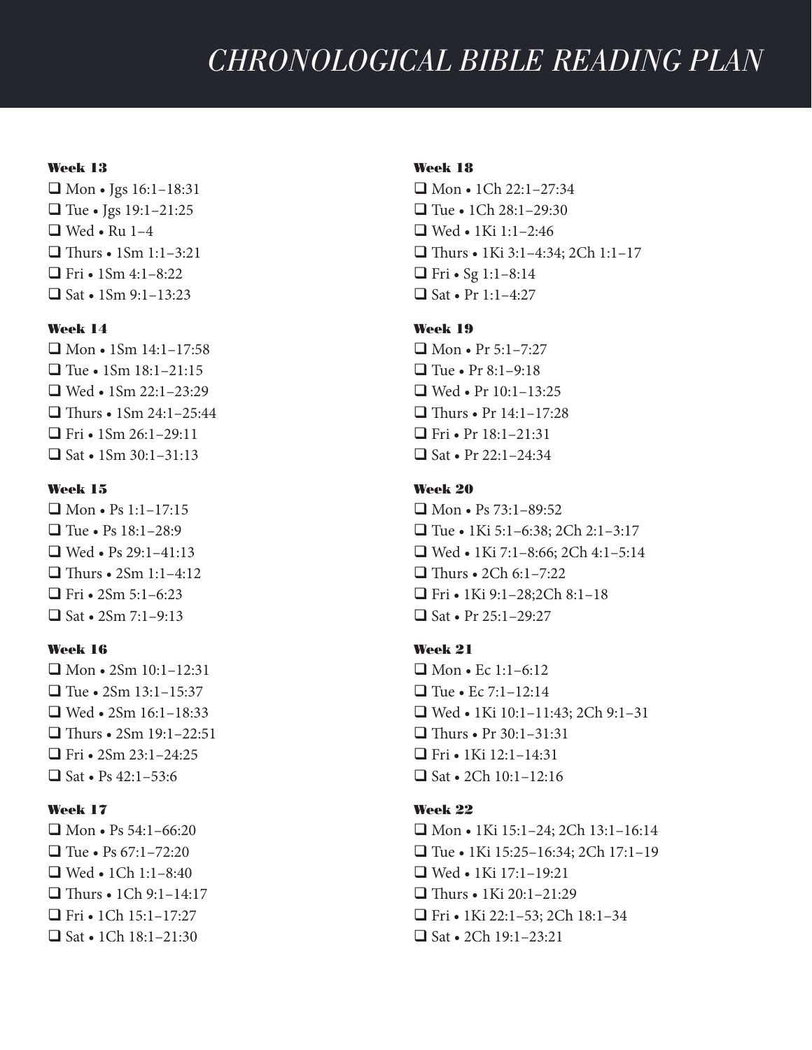# CHRONOLOGICAL BIBLE READING PLAN

### Week 13

- ❑ Mon • Jgs 16:1–18:31
- ❑ Tue • Jgs 19:1–21:25
- ❑ Wed • Ru 1–4
- ❑ Thurs • 1Sm 1:1–3:21
- ❑ Fri • 1Sm 4:1–8:22
- ❑ Sat • 1Sm 9:1–13:23

### Week 14

- ❑ Mon • 1Sm 14:1–17:58
- ❑ Tue • 1Sm 18:1–21:15
- ❑ Wed • 1Sm 22:1–23:29
- ❑ Thurs • 1Sm 24:1–25:44
- ❑ Fri • 1Sm 26:1–29:11
- ❑ Sat • 1Sm 30:1–31:13

### Week 15

- ❑ Mon • Ps 1:1–17:15
- ❑ Tue • Ps 18:1–28:9
- ❑ Wed • Ps 29:1–41:13
- ❑ Thurs • 2Sm 1:1–4:12
- ❑ Fri • 2Sm 5:1–6:23
- ❑ Sat • 2Sm 7:1–9:13

### Week 16

- ❑ Mon • 2Sm 10:1–12:31
- ❑ Tue • 2Sm 13:1–15:37
- ❑ Wed • 2Sm 16:1–18:33
- ❑ Thurs • 2Sm 19:1–22:51
- ❑ Fri • 2Sm 23:1–24:25
- ❑ Sat • Ps 42:1–53:6

### Week 17

- ❑ Mon • Ps 54:1–66:20
- ❑ Tue • Ps 67:1–72:20
- ❑ Wed • 1Ch 1:1–8:40
- ❑ Thurs • 1Ch 9:1–14:17
- ❑ Fri • 1Ch 15:1–17:27
- ❑ Sat • 1Ch 18:1–21:30

### Week 18

- ❑ Mon • 1Ch 22:1–27:34
- ❑ Tue • 1Ch 28:1–29:30
- ❑ Wed • 1Ki 1:1–2:46
- ❑ Thurs • 1Ki 3:1–4:34; 2Ch 1:1–17
- ❑ Fri • Sg 1:1–8:14
- ❑ Sat • Pr 1:1–4:27

### Week 19

- ❑ Mon • Pr 5:1–7:27
- ❑ Tue • Pr 8:1–9:18
- ❑ Wed • Pr 10:1–13:25
- ❑ Thurs • Pr 14:1–17:28
- ❑ Fri • Pr 18:1–21:31
- ❑ Sat • Pr 22:1–24:34

### Week 20

- ❑ Mon • Ps 73:1–89:52
- ❑ Tue • 1Ki 5:1–6:38; 2Ch 2:1–3:17
- ❑ Wed • 1Ki 7:1–8:66; 2Ch 4:1–5:14
- ❑ Thurs • 2Ch 6:1–7:22
- ❑ Fri • 1Ki 9:1–28;2Ch 8:1–18
- ❑ Sat • Pr 25:1–29:27

### Week 21

- ❑ Mon • Ec 1:1–6:12
- ❑ Tue • Ec 7:1–12:14
- ❑ Wed • 1Ki 10:1–11:43; 2Ch 9:1–31
- ❑ Thurs • Pr 30:1–31:31
- ❑ Fri • 1Ki 12:1–14:31
- ❑ Sat • 2Ch 10:1–12:16

### Week 22

- ❑ Mon • 1Ki 15:1–24; 2Ch 13:1–16:14
- ❑ Tue • 1Ki 15:25–16:34; 2Ch 17:1–19
- ❑ Wed • 1Ki 17:1–19:21
- ❑ Thurs • 1Ki 20:1–21:29
- ❑ Fri • 1Ki 22:1–53; 2Ch 18:1–34
- ❑ Sat • 2Ch 19:1–23:21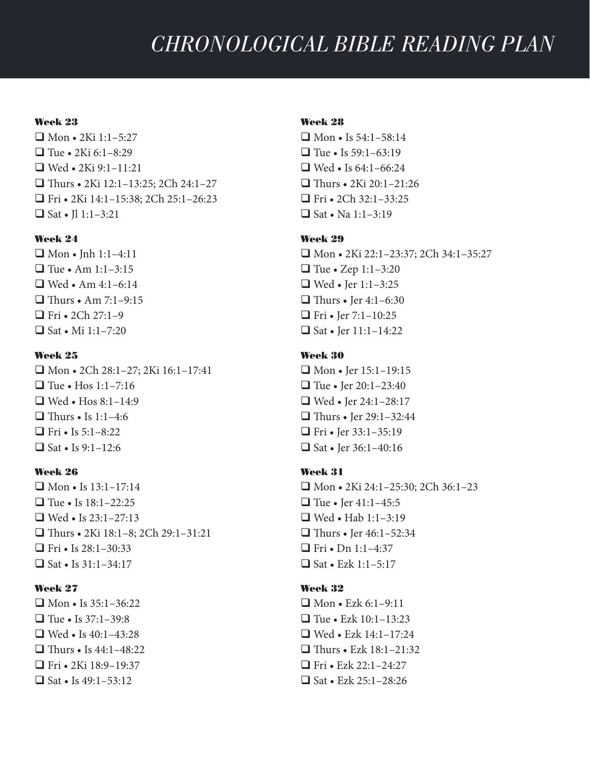# CHRONOLOGICAL BIBLE READING PLAN

**Week 23**

- ❑ Mon • 2Ki 1:1–5:27
- ❑ Tue • 2Ki 6:1–8:29
- ❑ Wed • 2Ki 9:1–11:21
- ❑ Thurs • 2Ki 12:1–13:25; 2Ch 24:1–27
- ❑ Fri • 2Ki 14:1–15:38; 2Ch 25:1–26:23
- ❑ Sat • Jl 1:1–3:21

**Week 24**

- ❑ Mon • Jnh 1:1–4:11
- ❑ Tue • Am 1:1–3:15
- ❑ Wed • Am 4:1–6:14
- ❑ Thurs • Am 7:1–9:15
- ❑ Fri • 2Ch 27:1–9
- ❑ Sat • Mi 1:1–7:20

**Week 25**

- ❑ Mon • 2Ch 28:1–27; 2Ki 16:1–17:41
- ❑ Tue • Hos 1:1–7:16
- ❑ Wed • Hos 8:1–14:9
- ❑ Thurs • Is 1:1–4:6
- ❑ Fri • Is 5:1–8:22
- ❑ Sat • Is 9:1–12:6

**Week 26**

- ❑ Mon • Is 13:1–17:14
- ❑ Tue • Is 18:1–22:25
- ❑ Wed • Is 23:1–27:13
- ❑ Thurs • 2Ki 18:1–8; 2Ch 29:1–31:21
- ❑ Fri • Is 28:1–30:33
- ❑ Sat • Is 31:1–34:17

**Week 27**

- ❑ Mon • Is 35:1–36:22
- ❑ Tue • Is 37:1–39:8
- ❑ Wed • Is 40:1–43:28
- ❑ Thurs • Is 44:1–48:22
- ❑ Fri • 2Ki 18:9–19:37
- ❑ Sat • Is 49:1–53:12

**Week 28**

- ❑ Mon • Is 54:1–58:14
- ❑ Tue • Is 59:1–63:19
- ❑ Wed • Is 64:1–66:24
- ❑ Thurs • 2Ki 20:1–21:26
- ❑ Fri • 2Ch 32:1–33:25
- ❑ Sat • Na 1:1–3:19

**Week 29**

- ❑ Mon • 2Ki 22:1–23:37; 2Ch 34:1–35:27
- ❑ Tue • Zep 1:1–3:20
- ❑ Wed • Jer 1:1–3:25
- ❑ Thurs • Jer 4:1–6:30
- ❑ Fri • Jer 7:1–10:25
- ❑ Sat • Jer 11:1–14:22

**Week 30**

- ❑ Mon • Jer 15:1–19:15
- ❑ Tue • Jer 20:1–23:40
- ❑ Wed • Jer 24:1–28:17
- ❑ Thurs • Jer 29:1–32:44
- ❑ Fri • Jer 33:1–35:19
- ❑ Sat • Jer 36:1–40:16

**Week 31**

- ❑ Mon • 2Ki 24:1–25:30; 2Ch 36:1–23
- ❑ Tue • Jer 41:1–45:5
- ❑ Wed • Hab 1:1–3:19
- ❑ Thurs • Jer 46:1–52:34
- ❑ Fri • Dn 1:1–4:37
- ❑ Sat • Ezk 1:1–5:17

**Week 32**

- ❑ Mon • Ezk 6:1–9:11
- ❑ Tue • Ezk 10:1–13:23
- ❑ Wed • Ezk 14:1–17:24
- ❑ Thurs • Ezk 18:1–21:32
- ❑ Fri • Ezk 22:1–24:27
- ❑ Sat • Ezk 25:1–28:26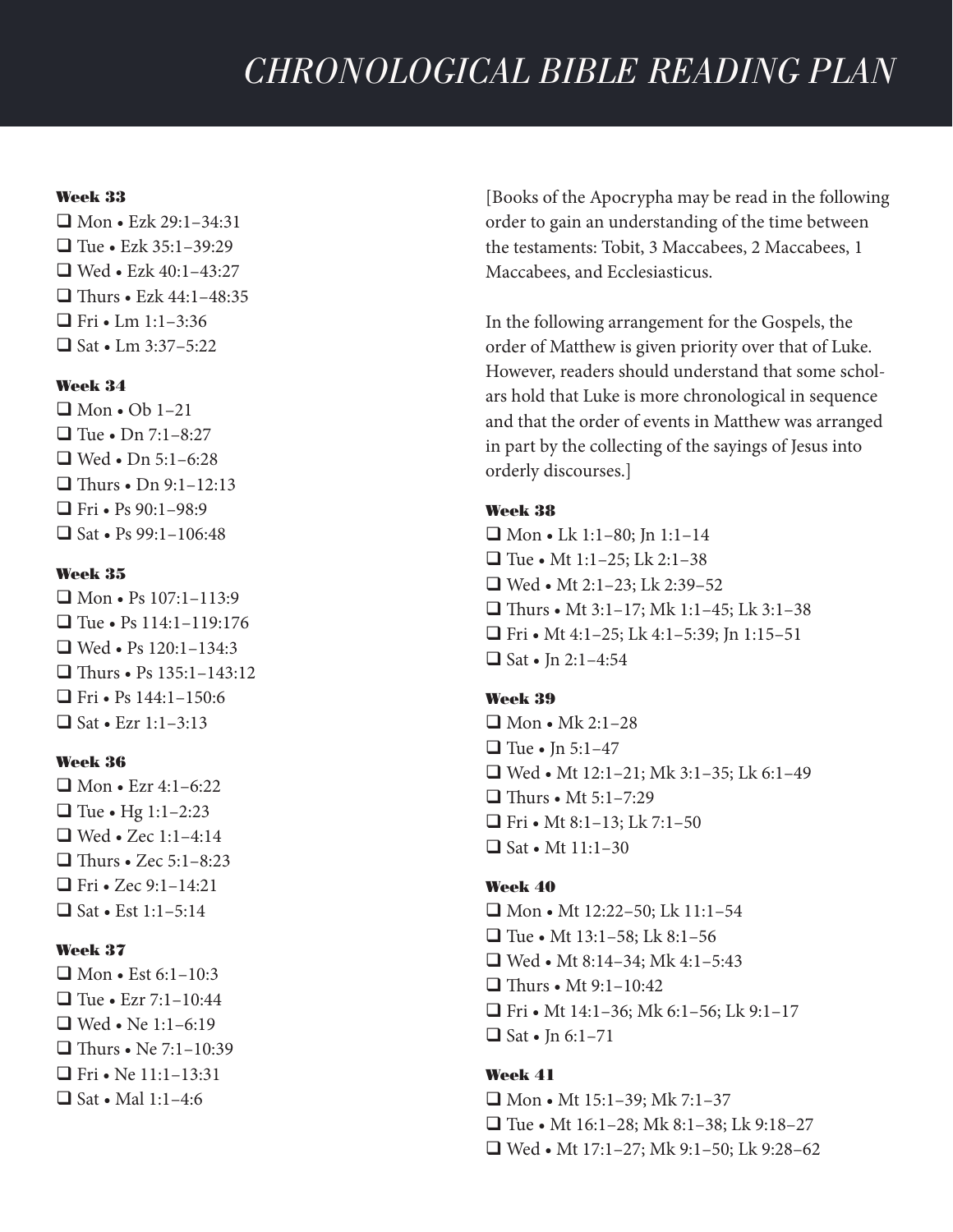# CHRONOLOGICAL BIBLE READING PLAN

#### Week 33

- ❑ Mon • Ezk 29:1–34:31
- ❑ Tue • Ezk 35:1–39:29
- ❑ Wed • Ezk 40:1–43:27
- ❑ Thurs • Ezk 44:1–48:35
- ❑ Fri • Lm 1:1–3:36
- ❑ Sat • Lm 3:37–5:22

#### Week 34

- ❑ Mon • Ob 1–21
- ❑ Tue • Dn 7:1–8:27
- ❑ Wed • Dn 5:1–6:28
- ❑ Thurs • Dn 9:1–12:13
- ❑ Fri • Ps 90:1–98:9
- ❑ Sat • Ps 99:1–106:48

#### Week 35

- ❑ Mon • Ps 107:1–113:9
- ❑ Tue • Ps 114:1–119:176
- ❑ Wed • Ps 120:1–134:3
- ❑ Thurs • Ps 135:1–143:12
- ❑ Fri • Ps 144:1–150:6
- ❑ Sat • Ezr 1:1–3:13

#### Week 36

- ❑ Mon • Ezr 4:1–6:22
- ❑ Tue • Hg 1:1–2:23
- ❑ Wed • Zec 1:1–4:14
- ❑ Thurs • Zec 5:1–8:23
- ❑ Fri • Zec 9:1–14:21
- ❑ Sat • Est 1:1–5:14

#### Week 37

- ❑ Mon • Est 6:1–10:3
- ❑ Tue • Ezr 7:1–10:44
- ❑ Wed • Ne 1:1–6:19
- ❑ Thurs • Ne 7:1–10:39
- ❑ Fri • Ne 11:1–13:31
- ❑ Sat • Mal 1:1–4:6

[Books of the Apocrypha may be read in the following order to gain an understanding of the time between the testaments: Tobit, 3 Maccabees, 2 Maccabees, 1 Maccabees, and Ecclesiasticus.

In the following arrangement for the Gospels, the order of Matthew is given priority over that of Luke. However, readers should understand that some scholars hold that Luke is more chronological in sequence and that the order of events in Matthew was arranged in part by the collecting of the sayings of Jesus into orderly discourses.]

#### Week 38

- ❑ Mon • Lk 1:1–80; Jn 1:1–14
- ❑ Tue • Mt 1:1–25; Lk 2:1–38
- ❑ Wed • Mt 2:1–23; Lk 2:39–52
- ❑ Thurs • Mt 3:1–17; Mk 1:1–45; Lk 3:1–38
- ❑ Fri • Mt 4:1–25; Lk 4:1–5:39; Jn 1:15–51
- ❑ Sat • Jn 2:1–4:54

#### Week 39

- ❑ Mon • Mk 2:1–28
- ❑ Tue • Jn 5:1–47
- ❑ Wed • Mt 12:1–21; Mk 3:1–35; Lk 6:1–49
- ❑ Thurs • Mt 5:1–7:29
- ❑ Fri • Mt 8:1–13; Lk 7:1–50
- ❑ Sat • Mt 11:1–30

#### Week 40

- ❑ Mon • Mt 12:22–50; Lk 11:1–54
- ❑ Tue • Mt 13:1–58; Lk 8:1–56
- ❑ Wed • Mt 8:14–34; Mk 4:1–5:43
- ❑ Thurs • Mt 9:1–10:42
- ❑ Fri • Mt 14:1–36; Mk 6:1–56; Lk 9:1–17
- ❑ Sat • Jn 6:1–71

#### Week 41

- ❑ Mon • Mt 15:1–39; Mk 7:1–37
- ❑ Tue • Mt 16:1–28; Mk 8:1–38; Lk 9:18–27
- ❑ Wed • Mt 17:1–27; Mk 9:1–50; Lk 9:28–62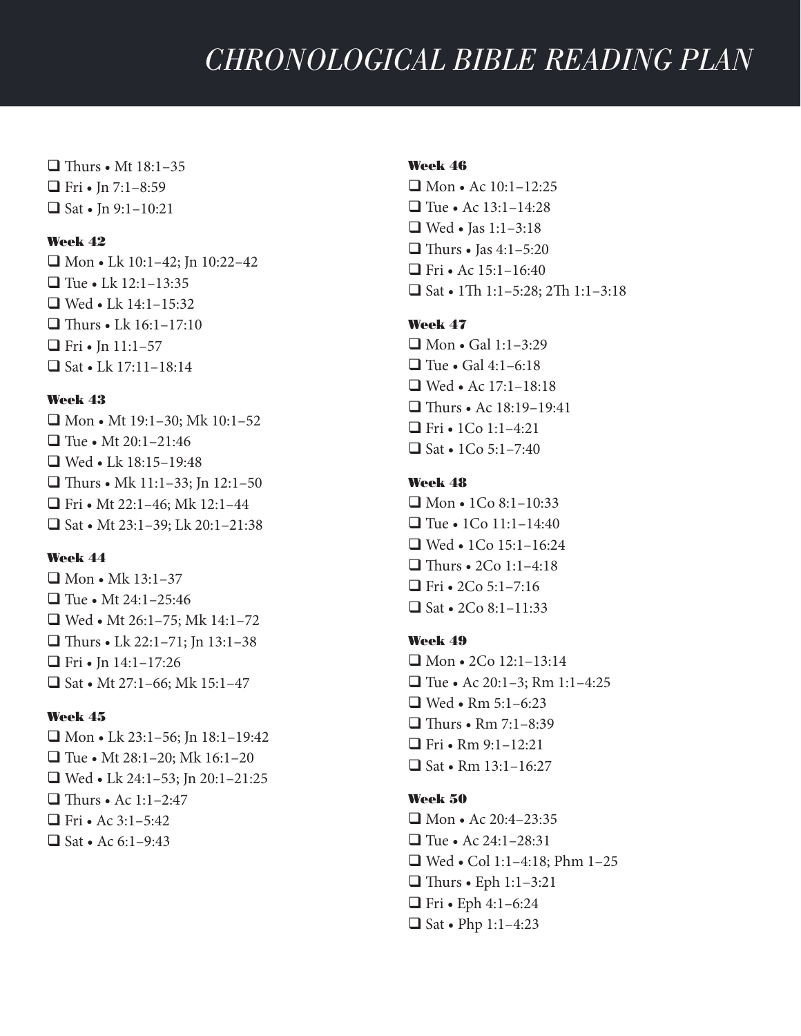# CHRONOLOGICAL BIBLE READING PLAN

- ❑ Thurs • Mt 18:1–35
- ❑ Fri • Jn 7:1–8:59
- ❑ Sat • Jn 9:1–10:21

#### Week 42

- ❑ Mon • Lk 10:1–42; Jn 10:22–42
- ❑ Tue • Lk 12:1–13:35
- ❑ Wed • Lk 14:1–15:32
- ❑ Thurs • Lk 16:1–17:10
- ❑ Fri • Jn 11:1–57
- ❑ Sat • Lk 17:11–18:14

#### Week 43

- ❑ Mon • Mt 19:1–30; Mk 10:1–52
- ❑ Tue • Mt 20:1–21:46
- ❑ Wed • Lk 18:15–19:48
- ❑ Thurs • Mk 11:1–33; Jn 12:1–50
- ❑ Fri • Mt 22:1–46; Mk 12:1–44
- ❑ Sat • Mt 23:1–39; Lk 20:1–21:38

#### Week 44

- ❑ Mon • Mk 13:1–37
- ❑ Tue • Mt 24:1–25:46
- ❑ Wed • Mt 26:1–75; Mk 14:1–72
- ❑ Thurs • Lk 22:1–71; Jn 13:1–38
- ❑ Fri • Jn 14:1–17:26
- ❑ Sat • Mt 27:1–66; Mk 15:1–47

#### Week 45

- ❑ Mon • Lk 23:1–56; Jn 18:1–19:42
- ❑ Tue • Mt 28:1–20; Mk 16:1–20
- ❑ Wed • Lk 24:1–53; Jn 20:1–21:25
- ❑ Thurs • Ac 1:1–2:47
- ❑ Fri • Ac 3:1–5:42
- ❑ Sat • Ac 6:1–9:43

#### Week 46

- ❑ Mon • Ac 10:1–12:25
- ❑ Tue • Ac 13:1–14:28
- ❑ Wed • Jas 1:1–3:18
- ❑ Thurs • Jas 4:1–5:20
- ❑ Fri • Ac 15:1–16:40
- ❑ Sat • 1Th 1:1–5:28; 2Th 1:1–3:18

#### Week 47

- ❑ Mon • Gal 1:1–3:29
- ❑ Tue • Gal 4:1–6:18
- ❑ Wed • Ac 17:1–18:18
- ❑ Thurs • Ac 18:19–19:41
- ❑ Fri • 1Co 1:1–4:21
- ❑ Sat • 1Co 5:1–7:40

#### Week 48

- ❑ Mon • 1Co 8:1–10:33
- ❑ Tue • 1Co 11:1–14:40
- ❑ Wed • 1Co 15:1–16:24
- ❑ Thurs • 2Co 1:1–4:18
- ❑ Fri • 2Co 5:1–7:16
- ❑ Sat • 2Co 8:1–11:33

#### Week 49

- ❑ Mon • 2Co 12:1–13:14
- ❑ Tue • Ac 20:1–3; Rm 1:1–4:25
- ❑ Wed • Rm 5:1–6:23
- ❑ Thurs • Rm 7:1–8:39
- ❑ Fri • Rm 9:1–12:21
- ❑ Sat • Rm 13:1–16:27

#### Week 50

- ❑ Mon • Ac 20:4–23:35
- ❑ Tue • Ac 24:1–28:31
- ❑ Wed • Col 1:1–4:18; Phm 1–25
- ❑ Thurs • Eph 1:1–3:21
- ❑ Fri • Eph 4:1–6:24
- ❑ Sat • Php 1:1–4:23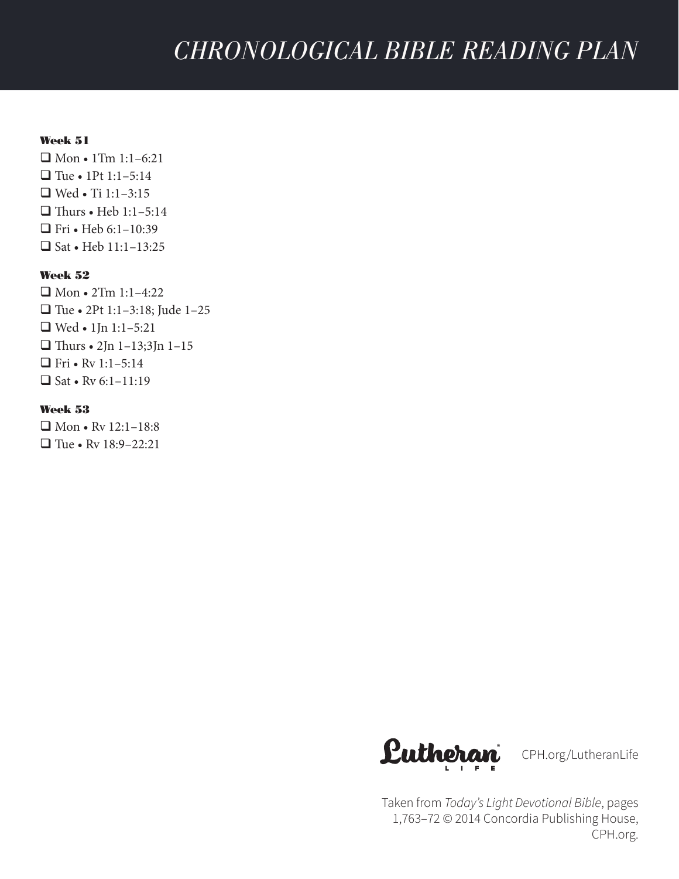# CHRONOLOGICAL BIBLE READING PLAN

**Week 51**

- ❑ Mon • 1Tm 1:1–6:21
- ❑ Tue • 1Pt 1:1–5:14
- ❑ Wed • Ti 1:1–3:15
- ❑ Thurs • Heb 1:1–5:14
- ❑ Fri • Heb 6:1–10:39
- ❑ Sat • Heb 11:1–13:25

**Week 52**

- ❑ Mon • 2Tm 1:1–4:22
- ❑ Tue • 2Pt 1:1–3:18; Jude 1–25
- ❑ Wed • 1Jn 1:1–5:21
- ❑ Thurs • 2Jn 1–13;3Jn 1–15
- ❑ Fri • Rv 1:1–5:14
- ❑ Sat • Rv 6:1–11:19

**Week 53**

- ❑ Mon • Rv 12:1–18:8
- ❑ Tue • Rv 18:9–22:21

Lutheran LIFE CPH.org/LutheranLife

Taken from *Today's Light Devotional Bible*, pages 1,763–72 © 2014 Concordia Publishing House, CPH.org.